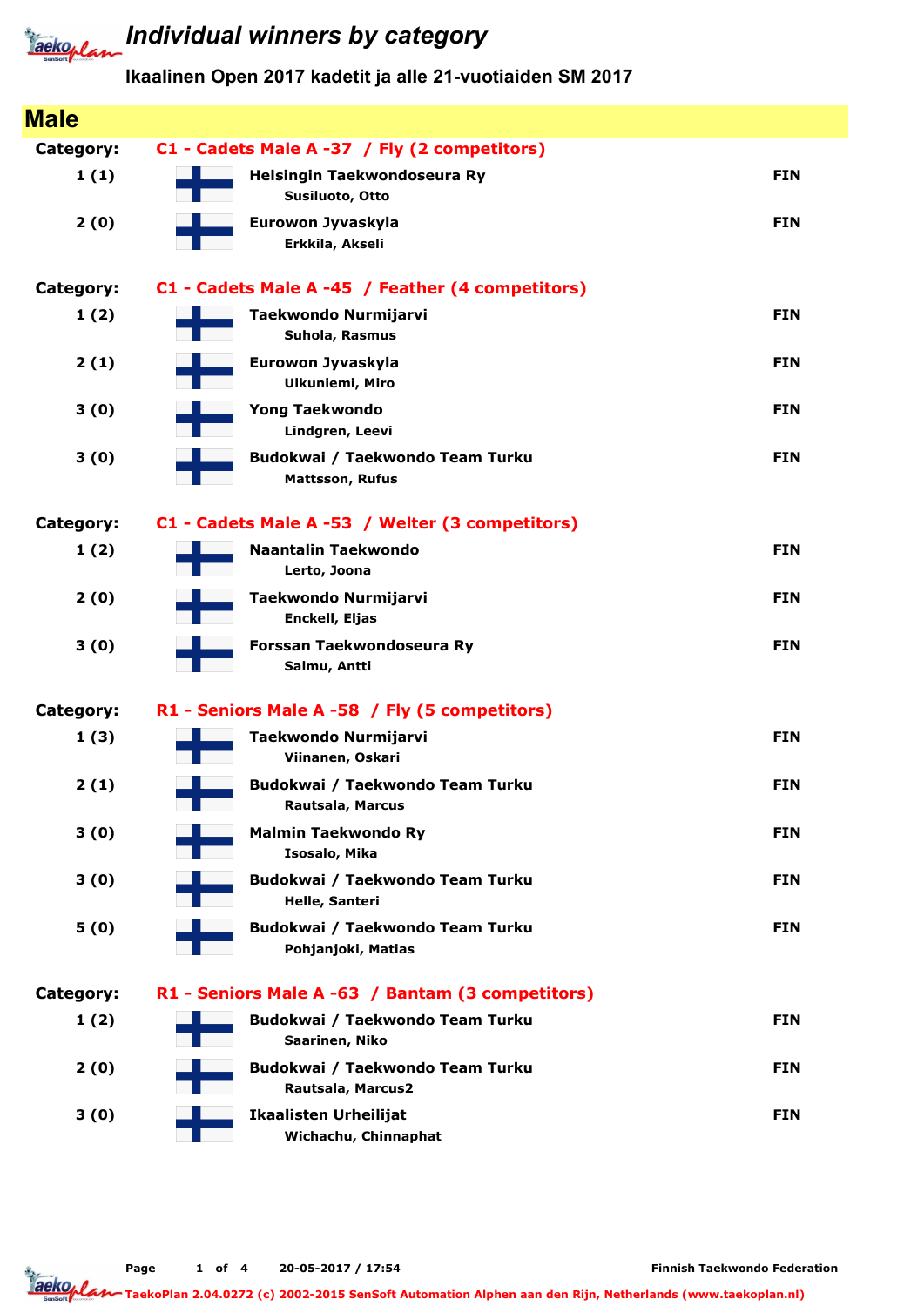# Individual winners by category

## Ikaalinen Open 2017 kadetit ja alle 21-vuotiaiden SM 2017

## Male

### Category: C1 - Cadets Male A -37 / Fly (2 competitors)

| Place | Club / Name | Country |
|---|---|---|
| 1 (1) | **Helsingin Taekwondoseura Ry**<br>Susiluoto, Otto | FIN |
| 2 (0) | **Eurowon Jyvaskyla**<br>Erkkila, Akseli | FIN |

### Category: C1 - Cadets Male A -45 / Feather (4 competitors)

| Place | Club / Name | Country |
|---|---|---|
| 1 (2) | **Taekwondo Nurmijarvi**<br>Suhola, Rasmus | FIN |
| 2 (1) | **Eurowon Jyvaskyla**<br>Ulkuniemi, Miro | FIN |
| 3 (0) | **Yong Taekwondo**<br>Lindgren, Leevi | FIN |
| 3 (0) | **Budokwai / Taekwondo Team Turku**<br>Mattsson, Rufus | FIN |

### Category: C1 - Cadets Male A -53 / Welter (3 competitors)

| Place | Club / Name | Country |
|---|---|---|
| 1 (2) | **Naantalin Taekwondo**<br>Lerto, Joona | FIN |
| 2 (0) | **Taekwondo Nurmijarvi**<br>Enckell, Eljas | FIN |
| 3 (0) | **Forssan Taekwondoseura Ry**<br>Salmu, Antti | FIN |

### Category: R1 - Seniors Male A -58 / Fly (5 competitors)

| Place | Club / Name | Country |
|---|---|---|
| 1 (3) | **Taekwondo Nurmijarvi**<br>Viinanen, Oskari | FIN |
| 2 (1) | **Budokwai / Taekwondo Team Turku**<br>Rautsala, Marcus | FIN |
| 3 (0) | **Malmin Taekwondo Ry**<br>Isosalo, Mika | FIN |
| 3 (0) | **Budokwai / Taekwondo Team Turku**<br>Helle, Santeri | FIN |
| 5 (0) | **Budokwai / Taekwondo Team Turku**<br>Pohjanjoki, Matias | FIN |

### Category: R1 - Seniors Male A -63 / Bantam (3 competitors)

| Place | Club / Name | Country |
|---|---|---|
| 1 (2) | **Budokwai / Taekwondo Team Turku**<br>Saarinen, Niko | FIN |
| 2 (0) | **Budokwai / Taekwondo Team Turku**<br>Rautsala, Marcus2 | FIN |
| 3 (0) | **Ikaalisten Urheilijat**<br>Wichachu, Chinnaphat | FIN |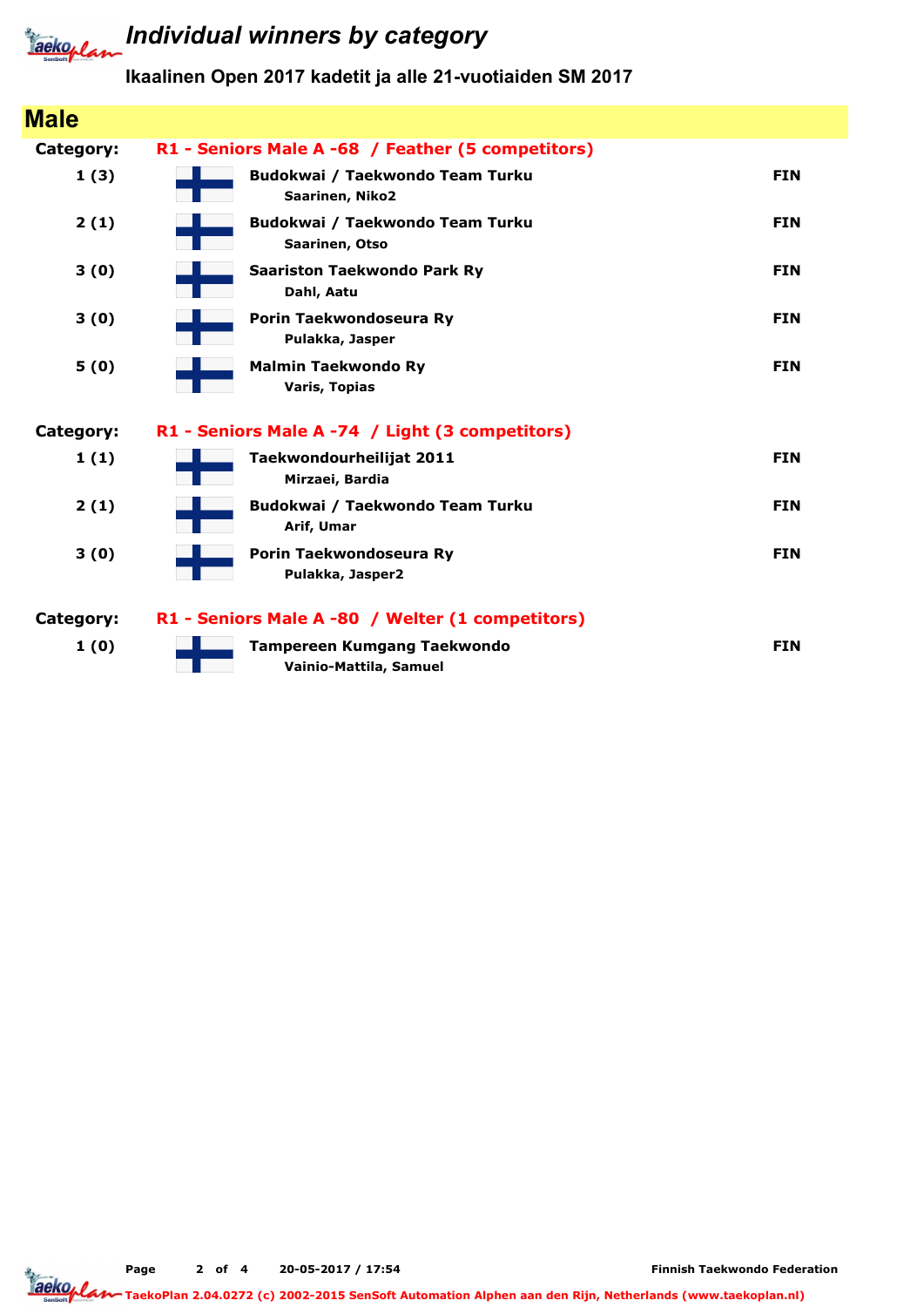# Individual winners by category

**Ikaalinen Open 2017 kadetit ja alle 21-vuotiaiden SM 2017**

## Male

### Category: R1 - Seniors Male A -68 / Feather (5 competitors)

| Place | Club / Name | Country |
|---|---|---|
| 1 (3) | **Budokwai / Taekwondo Team Turku**<br>Saarinen, Niko2 | FIN |
| 2 (1) | **Budokwai / Taekwondo Team Turku**<br>Saarinen, Otso | FIN |
| 3 (0) | **Saariston Taekwondo Park Ry**<br>Dahl, Aatu | FIN |
| 3 (0) | **Porin Taekwondoseura Ry**<br>Pulakka, Jasper | FIN |
| 5 (0) | **Malmin Taekwondo Ry**<br>Varis, Topias | FIN |

### Category: R1 - Seniors Male A -74 / Light (3 competitors)

| Place | Club / Name | Country |
|---|---|---|
| 1 (1) | **Taekwondourheilijat 2011**<br>Mirzaei, Bardia | FIN |
| 2 (1) | **Budokwai / Taekwondo Team Turku**<br>Arif, Umar | FIN |
| 3 (0) | **Porin Taekwondoseura Ry**<br>Pulakka, Jasper2 | FIN |

### Category: R1 - Seniors Male A -80 / Welter (1 competitors)

| Place | Club / Name | Country |
|---|---|---|
| 1 (0) | **Tampereen Kumgang Taekwondo**<br>Vainio-Mattila, Samuel | FIN |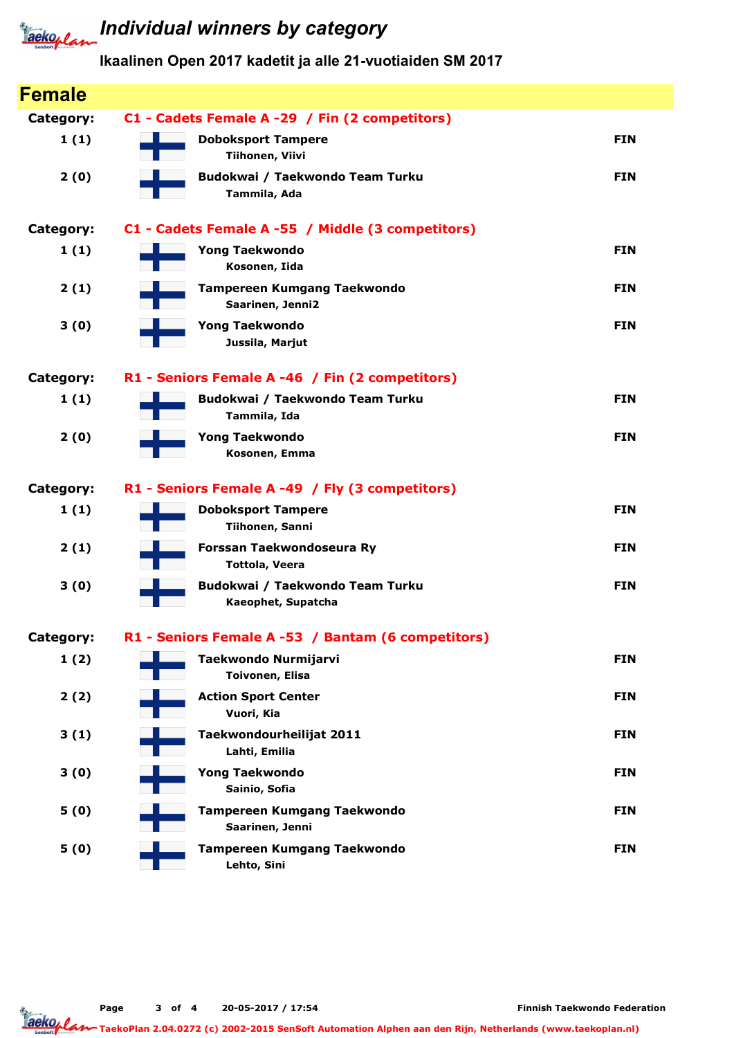# Individual winners by category

**Ikaalinen Open 2017 kadetit ja alle 21-vuotiaiden SM 2017**

## Female

**Category: C1 - Cadets Female A -29 / Fin (2 competitors)**

| Place | Club / Name | Country |
|---|---|---|
| 1 (1) | **Doboksport Tampere**<br>Tiihonen, Viivi | FIN |
| 2 (0) | **Budokwai / Taekwondo Team Turku**<br>Tammila, Ada | FIN |

**Category: C1 - Cadets Female A -55 / Middle (3 competitors)**

| Place | Club / Name | Country |
|---|---|---|
| 1 (1) | **Yong Taekwondo**<br>Kosonen, Iida | FIN |
| 2 (1) | **Tampereen Kumgang Taekwondo**<br>Saarinen, Jenni2 | FIN |
| 3 (0) | **Yong Taekwondo**<br>Jussila, Marjut | FIN |

**Category: R1 - Seniors Female A -46 / Fin (2 competitors)**

| Place | Club / Name | Country |
|---|---|---|
| 1 (1) | **Budokwai / Taekwondo Team Turku**<br>Tammila, Ida | FIN |
| 2 (0) | **Yong Taekwondo**<br>Kosonen, Emma | FIN |

**Category: R1 - Seniors Female A -49 / Fly (3 competitors)**

| Place | Club / Name | Country |
|---|---|---|
| 1 (1) | **Doboksport Tampere**<br>Tiihonen, Sanni | FIN |
| 2 (1) | **Forssan Taekwondoseura Ry**<br>Tottola, Veera | FIN |
| 3 (0) | **Budokwai / Taekwondo Team Turku**<br>Kaeophet, Supatcha | FIN |

**Category: R1 - Seniors Female A -53 / Bantam (6 competitors)**

| Place | Club / Name | Country |
|---|---|---|
| 1 (2) | **Taekwondo Nurmijarvi**<br>Toivonen, Elisa | FIN |
| 2 (2) | **Action Sport Center**<br>Vuori, Kia | FIN |
| 3 (1) | **Taekwondourheilijat 2011**<br>Lahti, Emilia | FIN |
| 3 (0) | **Yong Taekwondo**<br>Sainio, Sofia | FIN |
| 5 (0) | **Tampereen Kumgang Taekwondo**<br>Saarinen, Jenni | FIN |
| 5 (0) | **Tampereen Kumgang Taekwondo**<br>Lehto, Sini | FIN |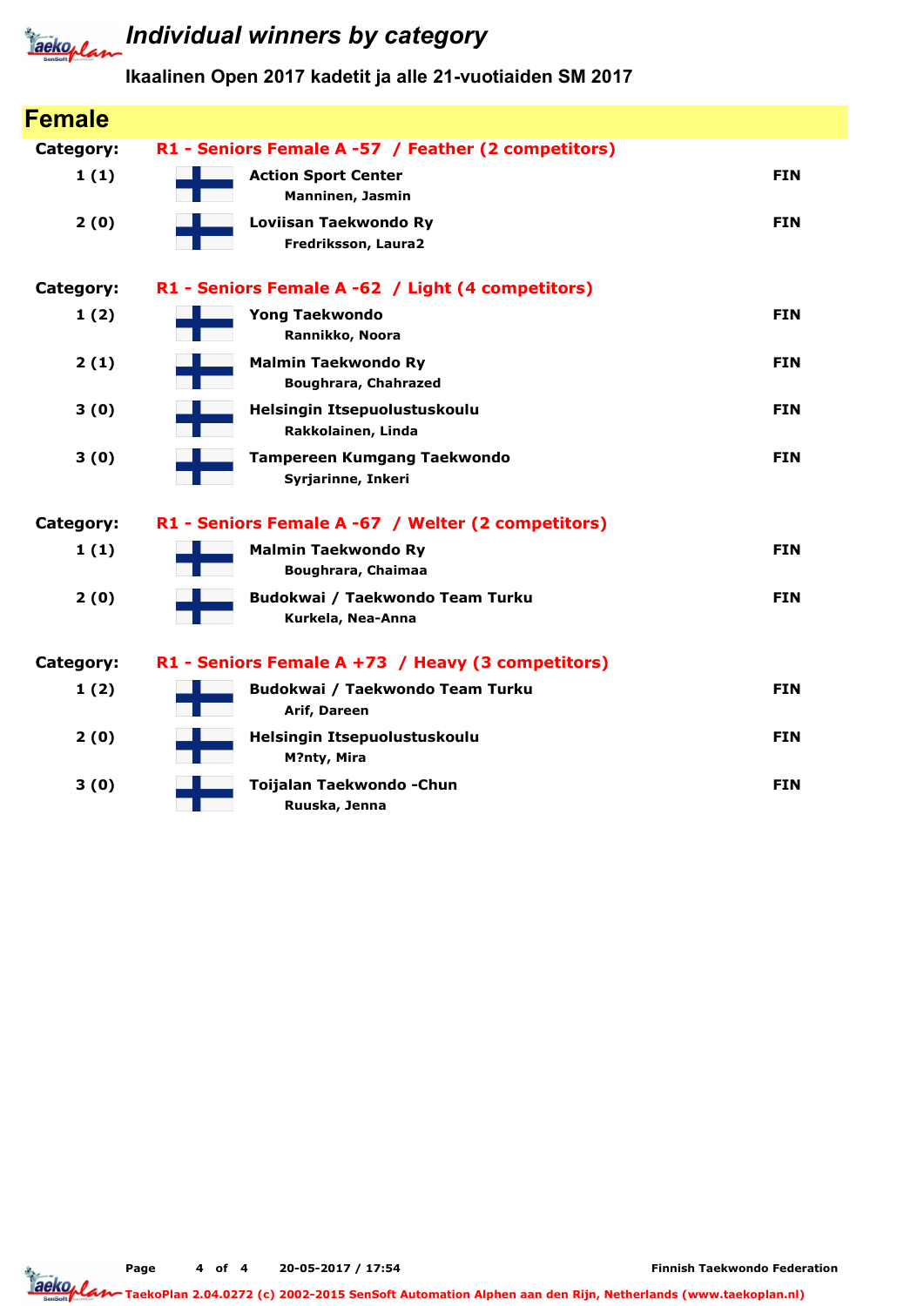# Individual winners by category

## Ikaalinen Open 2017 kadetit ja alle 21-vuotiaiden SM 2017

## Female

**Category:** R1 - Seniors Female A -57 / Feather (2 competitors)

| | | |
|---|---|---|
| 1 (1) | **Action Sport Center**<br>Manninen, Jasmin | FIN |
| 2 (0) | **Loviisan Taekwondo Ry**<br>Fredriksson, Laura2 | FIN |

**Category:** R1 - Seniors Female A -62 / Light (4 competitors)

| | | |
|---|---|---|
| 1 (2) | **Yong Taekwondo**<br>Rannikko, Noora | FIN |
| 2 (1) | **Malmin Taekwondo Ry**<br>Boughrara, Chahrazed | FIN |
| 3 (0) | **Helsingin Itsepuolustuskoulu**<br>Rakkolainen, Linda | FIN |
| 3 (0) | **Tampereen Kumgang Taekwondo**<br>Syrjarinne, Inkeri | FIN |

**Category:** R1 - Seniors Female A -67 / Welter (2 competitors)

| | | |
|---|---|---|
| 1 (1) | **Malmin Taekwondo Ry**<br>Boughrara, Chaimaa | FIN |
| 2 (0) | **Budokwai / Taekwondo Team Turku**<br>Kurkela, Nea-Anna | FIN |

**Category:** R1 - Seniors Female A +73 / Heavy (3 competitors)

| | | |
|---|---|---|
| 1 (2) | **Budokwai / Taekwondo Team Turku**<br>Arif, Dareen | FIN |
| 2 (0) | **Helsingin Itsepuolustuskoulu**<br>M?nty, Mira | FIN |
| 3 (0) | **Toijalan Taekwondo -Chun**<br>Ruuska, Jenna | FIN |